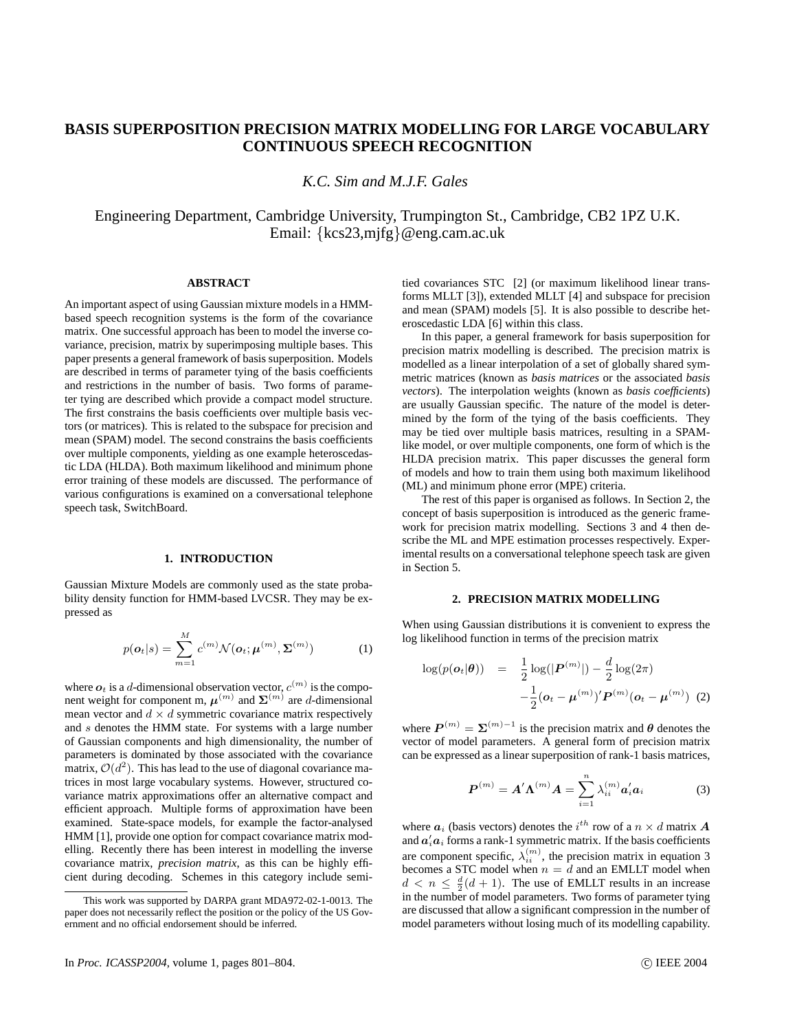# BASIS SUPERPOSITION PRECISION MATRIX MODELLING FOR LARGE VOCABULARY CONTINUOUS SPEECH RECOGNITION

*K.C. Sim and M.J.F. Gales*

Engineering Department, Cambridge University, Trumpington St., Cambridge, CB2 1PZ U.K.
Email: {kcs23,mjfg}@eng.cam.ac.uk

## ABSTRACT

An important aspect of using Gaussian mixture models in a HMM-based speech recognition systems is the form of the covariance matrix. One successful approach has been to model the inverse covariance, precision, matrix by superimposing multiple bases. This paper presents a general framework of basis superposition. Models are described in terms of parameter tying of the basis coefficients and restrictions in the number of basis. Two forms of parameter tying are described which provide a compact model structure. The first constrains the basis coefficients over multiple basis vectors (or matrices). This is related to the subspace for precision and mean (SPAM) model. The second constrains the basis coefficients over multiple components, yielding as one example heteroscedastic LDA (HLDA). Both maximum likelihood and minimum phone error training of these models are discussed. The performance of various configurations is examined on a conversational telephone speech task, SwitchBoard.

## 1. INTRODUCTION

Gaussian Mixture Models are commonly used as the state probability density function for HMM-based LVCSR. They may be expressed as

$$p(\boldsymbol{o}_t|s) = \sum_{m=1}^{M} c^{(m)} \mathcal{N}(\boldsymbol{o}_t; \boldsymbol{\mu}^{(m)}, \boldsymbol{\Sigma}^{(m)}) \quad (1)$$

where $\boldsymbol{o}_t$ is a $d$-dimensional observation vector, $c^{(m)}$ is the component weight for component m, $\boldsymbol{\mu}^{(m)}$ and $\boldsymbol{\Sigma}^{(m)}$ are $d$-dimensional mean vector and $d \times d$ symmetric covariance matrix respectively and $s$ denotes the HMM state. For systems with a large number of Gaussian components and high dimensionality, the number of parameters is dominated by those associated with the covariance matrix, $\mathcal{O}(d^2)$. This has lead to the use of diagonal covariance matrices in most large vocabulary systems. However, structured covariance matrix approximations offer an alternative compact and efficient approach. Multiple forms of approximation have been examined. State-space models, for example the factor-analysed HMM [1], provide one option for compact covariance matrix modelling. Recently there has been interest in modelling the inverse covariance matrix, *precision matrix*, as this can be highly efficient during decoding. Schemes in this category include semi-tied covariances STC [2] (or maximum likelihood linear transforms MLLT [3]), extended MLLT [4] and subspace for precision and mean (SPAM) models [5]. It is also possible to describe heteroscedastic LDA [6] within this class.

In this paper, a general framework for basis superposition for precision matrix modelling is described. The precision matrix is modelled as a linear interpolation of a set of globally shared symmetric matrices (known as *basis matrices* or the associated *basis vectors*). The interpolation weights (known as *basis coefficients*) are usually Gaussian specific. The nature of the model is determined by the form of the tying of the basis coefficients. They may be tied over multiple basis matrices, resulting in a SPAM-like model, or over multiple components, one form of which is the HLDA precision matrix. This paper discusses the general form of models and how to train them using both maximum likelihood (ML) and minimum phone error (MPE) criteria.

The rest of this paper is organised as follows. In Section 2, the concept of basis superposition is introduced as the generic framework for precision matrix modelling. Sections 3 and 4 then describe the ML and MPE estimation processes respectively. Experimental results on a conversational telephone speech task are given in Section 5.

## 2. PRECISION MATRIX MODELLING

When using Gaussian distributions it is convenient to express the log likelihood function in terms of the precision matrix

$$\begin{aligned}\log(p(\boldsymbol{o}_t|\boldsymbol{\theta})) &= \frac{1}{2}\log(|\boldsymbol{P}^{(m)}|) - \frac{d}{2}\log(2\pi) \\ &\quad -\frac{1}{2}(\boldsymbol{o}_t - \boldsymbol{\mu}^{(m)})'\boldsymbol{P}^{(m)}(\boldsymbol{o}_t - \boldsymbol{\mu}^{(m)}) \quad (2)\end{aligned}$$

where $\boldsymbol{P}^{(m)} = \boldsymbol{\Sigma}^{(m)-1}$ is the precision matrix and $\boldsymbol{\theta}$ denotes the vector of model parameters. A general form of precision matrix can be expressed as a linear superposition of rank-1 basis matrices,

$$\boldsymbol{P}^{(m)} = \boldsymbol{A}'\boldsymbol{\Lambda}^{(m)}\boldsymbol{A} = \sum_{i=1}^{n} \lambda_{ii}^{(m)} \boldsymbol{a}_i'\boldsymbol{a}_i \quad (3)$$

where $\boldsymbol{a}_i$ (basis vectors) denotes the $i^{th}$ row of a $n \times d$ matrix $\boldsymbol{A}$ and $\boldsymbol{a}_i'\boldsymbol{a}_i$ forms a rank-1 symmetric matrix. If the basis coefficients are component specific, $\lambda_{ii}^{(m)}$, the precision matrix in equation 3 becomes a STC model when $n = d$ and an EMLLT model when $d < n \leq \frac{d}{2}(d+1)$. The use of EMLLT results in an increase in the number of model parameters. Two forms of parameter tying are discussed that allow a significant compression in the number of model parameters without losing much of its modelling capability.

This work was supported by DARPA grant MDA972-02-1-0013. The paper does not necessarily reflect the position or the policy of the US Government and no official endorsement should be inferred.

In *Proc. ICASSP2004*, volume 1, pages 801–804. © IEEE 2004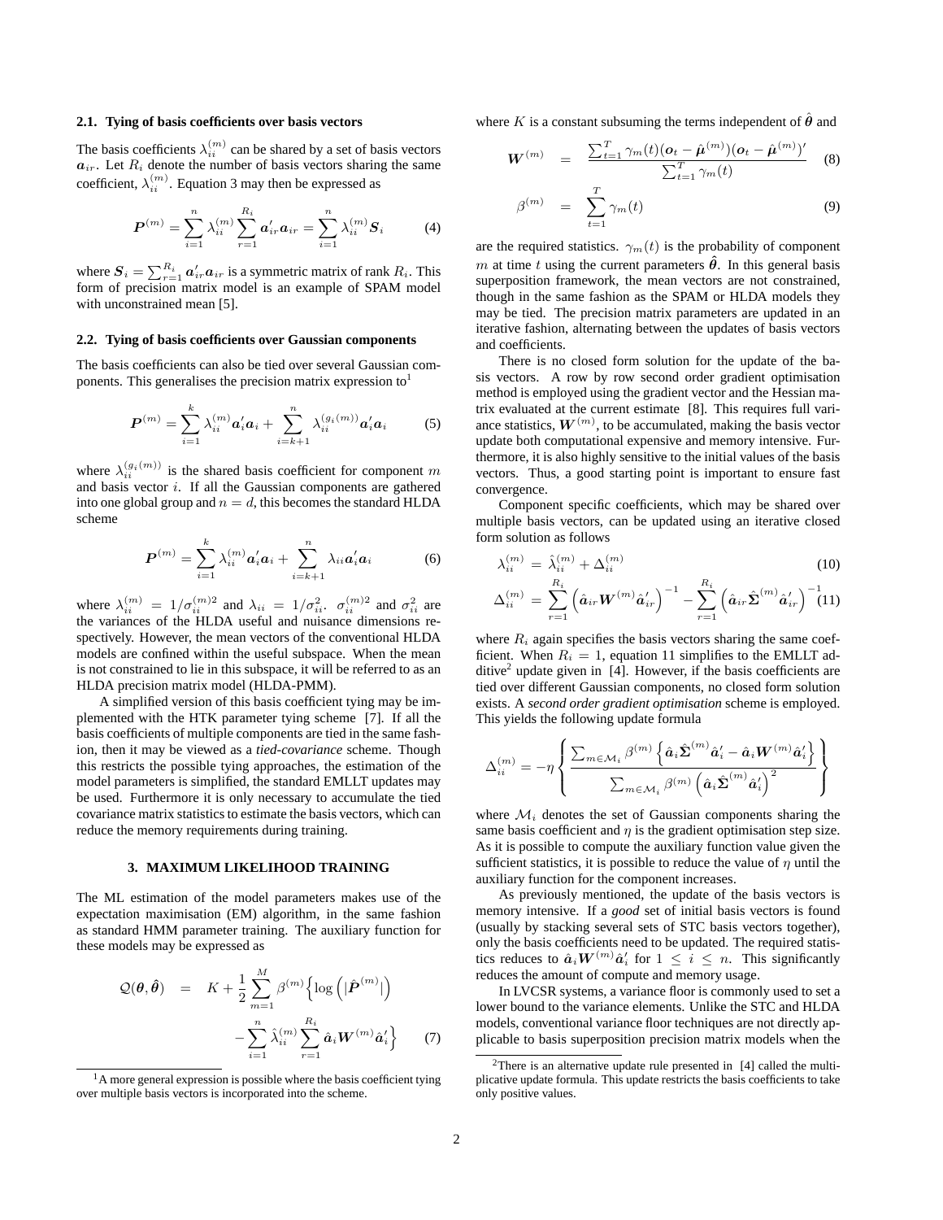### 2.1. Tying of basis coefficients over basis vectors

The basis coefficients $\lambda_{ii}^{(m)}$ can be shared by a set of basis vectors $\boldsymbol{a}_{ir}$. Let $R_i$ denote the number of basis vectors sharing the same coefficient, $\lambda_{ii}^{(m)}$. Equation 3 may then be expressed as

$$\boldsymbol{P}^{(m)} = \sum_{i=1}^{n} \lambda_{ii}^{(m)} \sum_{r=1}^{R_i} \boldsymbol{a}_{ir}' \boldsymbol{a}_{ir} = \sum_{i=1}^{n} \lambda_{ii}^{(m)} \boldsymbol{S}_i \tag{4}$$

where $\boldsymbol{S}_i = \sum_{r=1}^{R_i} \boldsymbol{a}_{ir}' \boldsymbol{a}_{ir}$ is a symmetric matrix of rank $R_i$. This form of precision matrix model is an example of SPAM model with unconstrained mean [5].

### 2.2. Tying of basis coefficients over Gaussian components

The basis coefficients can also be tied over several Gaussian components. This generalises the precision matrix expression to[1]

$$\boldsymbol{P}^{(m)} = \sum_{i=1}^{k} \lambda_{ii}^{(m)} \boldsymbol{a}_i' \boldsymbol{a}_i + \sum_{i=k+1}^{n} \lambda_{ii}^{(g_i(m))} \boldsymbol{a}_i' \boldsymbol{a}_i \tag{5}$$

where $\lambda_{ii}^{(g_i(m))}$ is the shared basis coefficient for component $m$ and basis vector $i$. If all the Gaussian components are gathered into one global group and $n = d$, this becomes the standard HLDA scheme

$$\boldsymbol{P}^{(m)} = \sum_{i=1}^{k} \lambda_{ii}^{(m)} \boldsymbol{a}_i' \boldsymbol{a}_i + \sum_{i=k+1}^{n} \lambda_{ii} \boldsymbol{a}_i' \boldsymbol{a}_i \tag{6}$$

where $\lambda_{ii}^{(m)} = 1/\sigma_{ii}^{(m)2}$ and $\lambda_{ii} = 1/\sigma_{ii}^2$. $\sigma_{ii}^{(m)2}$ and $\sigma_{ii}^2$ are the variances of the HLDA useful and nuisance dimensions respectively. However, the mean vectors of the conventional HLDA models are confined within the useful subspace. When the mean is not constrained to lie in this subspace, it will be referred to as an HLDA precision matrix model (HLDA-PMM).

A simplified version of this basis coefficient tying may be implemented with the HTK parameter tying scheme [7]. If all the basis coefficients of multiple components are tied in the same fashion, then it may be viewed as a *tied-covariance* scheme. Though this restricts the possible tying approaches, the estimation of the model parameters is simplified, the standard EMLLT updates may be used. Furthermore it is only necessary to accumulate the tied covariance matrix statistics to estimate the basis vectors, which can reduce the memory requirements during training.

## 3. MAXIMUM LIKELIHOOD TRAINING

The ML estimation of the model parameters makes use of the expectation maximisation (EM) algorithm, in the same fashion as standard HMM parameter training. The auxiliary function for these models may be expressed as

$$\begin{aligned} \mathcal{Q}(\boldsymbol{\theta}, \hat{\boldsymbol{\theta}}) &= K + \frac{1}{2} \sum_{m=1}^{M} \beta^{(m)} \Big\{ \log\left(|\hat{\boldsymbol{P}}^{(m)}|\right) \\ &\quad - \sum_{i=1}^{n} \hat{\lambda}_{ii}^{(m)} \sum_{r=1}^{R_i} \hat{\boldsymbol{a}}_i \boldsymbol{W}^{(m)} \hat{\boldsymbol{a}}_i' \Big\} \end{aligned} \tag{7}$$

where $K$ is a constant subsuming the terms independent of $\hat{\boldsymbol{\theta}}$ and

$$\boldsymbol{W}^{(m)} = \frac{\sum_{t=1}^{T} \gamma_m(t)(\boldsymbol{o}_t - \hat{\boldsymbol{\mu}}^{(m)})(\boldsymbol{o}_t - \hat{\boldsymbol{\mu}}^{(m)})'}{\sum_{t=1}^{T} \gamma_m(t)} \tag{8}$$

$$\beta^{(m)} = \sum_{t=1}^{T} \gamma_m(t) \tag{9}$$

are the required statistics. $\gamma_m(t)$ is the probability of component $m$ at time $t$ using the current parameters $\hat{\boldsymbol{\theta}}$. In this general basis superposition framework, the mean vectors are not constrained, though in the same fashion as the SPAM or HLDA models they may be tied. The precision matrix parameters are updated in an iterative fashion, alternating between the updates of basis vectors and coefficients.

There is no closed form solution for the update of the basis vectors. A row by row second order gradient optimisation method is employed using the gradient vector and the Hessian matrix evaluated at the current estimate [8]. This requires full variance statistics, $\boldsymbol{W}^{(m)}$, to be accumulated, making the basis vector update both computational expensive and memory intensive. Furthermore, it is also highly sensitive to the initial values of the basis vectors. Thus, a good starting point is important to ensure fast convergence.

Component specific coefficients, which may be shared over multiple basis vectors, can be updated using an iterative closed form solution as follows

$$\lambda_{ii}^{(m)} = \hat{\lambda}_{ii}^{(m)} + \Delta_{ii}^{(m)} \tag{10}$$

$$\Delta_{ii}^{(m)} = \sum_{r=1}^{R_i} \left( \hat{\boldsymbol{a}}_{ir} \boldsymbol{W}^{(m)} \hat{\boldsymbol{a}}_{ir}' \right)^{-1} - \sum_{r=1}^{R_i} \left( \hat{\boldsymbol{a}}_{ir} \hat{\boldsymbol{\Sigma}}^{(m)} \hat{\boldsymbol{a}}_{ir}' \right)^{-1} \tag{11}$$

where $R_i$ again specifies the basis vectors sharing the same coefficient. When $R_i = 1$, equation 11 simplifies to the EMLLT additive[2] update given in [4]. However, if the basis coefficients are tied over different Gaussian components, no closed form solution exists. A *second order gradient optimisation* scheme is employed. This yields the following update formula

$$\Delta_{ii}^{(m)} = -\eta \left\{ \frac{\sum_{m \in \mathcal{M}_i} \beta^{(m)} \left\{ \hat{\boldsymbol{a}}_i \hat{\boldsymbol{\Sigma}}^{(m)} \hat{\boldsymbol{a}}_i' - \hat{\boldsymbol{a}}_i \boldsymbol{W}^{(m)} \hat{\boldsymbol{a}}_i' \right\}}{\sum_{m \in \mathcal{M}_i} \beta^{(m)} \left( \hat{\boldsymbol{a}}_i \hat{\boldsymbol{\Sigma}}^{(m)} \hat{\boldsymbol{a}}_i' \right)^2} \right\}$$

where $\mathcal{M}_i$ denotes the set of Gaussian components sharing the same basis coefficient and $\eta$ is the gradient optimisation step size. As it is possible to compute the auxiliary function value given the sufficient statistics, it is possible to reduce the value of $\eta$ until the auxiliary function for the component increases.

As previously mentioned, the update of the basis vectors is memory intensive. If a *good* set of initial basis vectors is found (usually by stacking several sets of STC basis vectors together), only the basis coefficients need to be updated. The required statistics reduces to $\hat{\boldsymbol{a}}_i \boldsymbol{W}^{(m)} \hat{\boldsymbol{a}}_i'$ for $1 \leq i \leq n$. This significantly reduces the amount of compute and memory usage.

In LVCSR systems, a variance floor is commonly used to set a lower bound to the variance elements. Unlike the STC and HLDA models, conventional variance floor techniques are not directly applicable to basis superposition precision matrix models when the

[1] A more general expression is possible where the basis coefficient tying over multiple basis vectors is incorporated into the scheme.

[2] There is an alternative update rule presented in [4] called the multiplicative update formula. This update restricts the basis coefficients to take only positive values.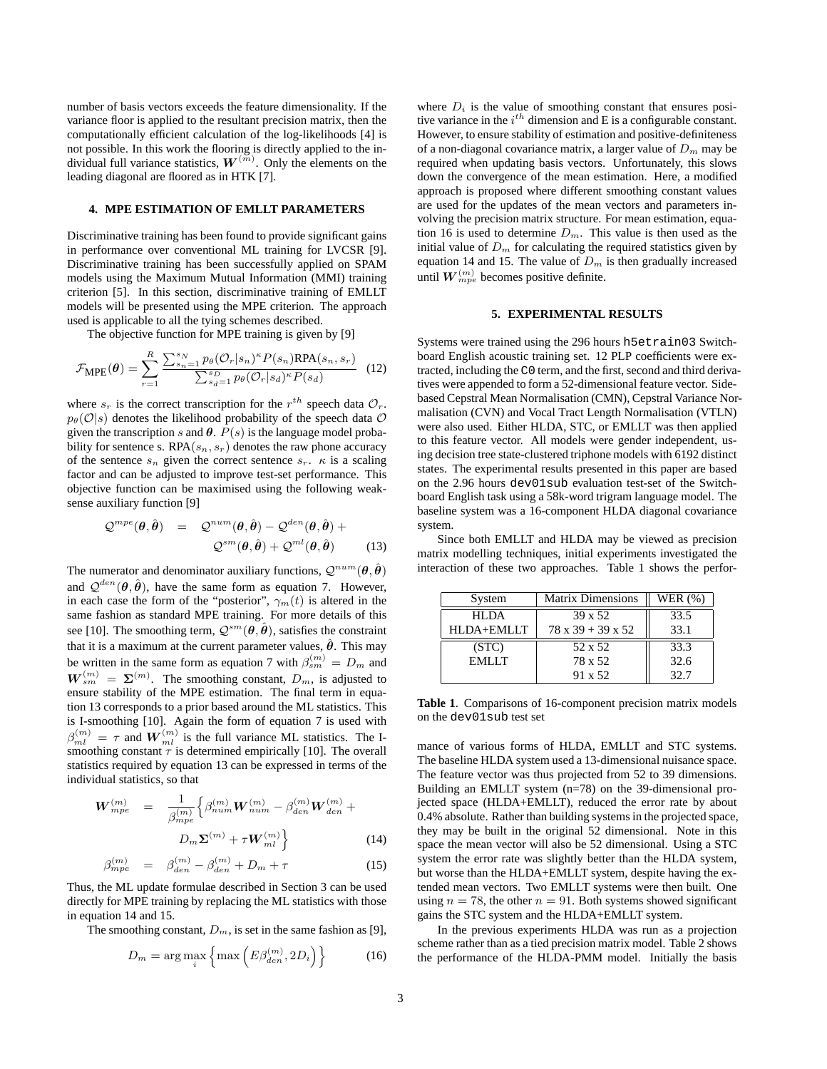number of basis vectors exceeds the feature dimensionality. If the variance floor is applied to the resultant precision matrix, then the computationally efficient calculation of the log-likelihoods [4] is not possible. In this work the flooring is directly applied to the individual full variance statistics, $\boldsymbol{W}^{(m)}$. Only the elements on the leading diagonal are floored as in HTK [7].

## 4. MPE ESTIMATION OF EMLLT PARAMETERS

Discriminative training has been found to provide significant gains in performance over conventional ML training for LVCSR [9]. Discriminative training has been successfully applied on SPAM models using the Maximum Mutual Information (MMI) training criterion [5]. In this section, discriminative training of EMLLT models will be presented using the MPE criterion. The approach used is applicable to all the tying schemes described.

The objective function for MPE training is given by [9]

$$\mathcal{F}_{\text{MPE}}(\boldsymbol{\theta}) = \sum_{r=1}^{R} \frac{\sum_{s_n=1}^{s_N} p_\theta(\mathcal{O}_r|s_n)^\kappa P(s_n)\text{RPA}(s_n, s_r)}{\sum_{s_d=1}^{s_D} p_\theta(\mathcal{O}_r|s_d)^\kappa P(s_d)} \quad (12)$$

where $s_r$ is the correct transcription for the $r^{th}$ speech data $\mathcal{O}_r$. $p_\theta(\mathcal{O}|s)$ denotes the likelihood probability of the speech data $\mathcal{O}$ given the transcription $s$ and $\boldsymbol{\theta}$. $P(s)$ is the language model probability for sentence s. $\text{RPA}(s_n, s_r)$ denotes the raw phone accuracy of the sentence $s_n$ given the correct sentence $s_r$. $\kappa$ is a scaling factor and can be adjusted to improve test-set performance. This objective function can be maximised using the following weak-sense auxiliary function [9]

$$\begin{aligned}\mathcal{Q}^{mpe}(\boldsymbol{\theta}, \hat{\boldsymbol{\theta}}) &= \mathcal{Q}^{num}(\boldsymbol{\theta}, \hat{\boldsymbol{\theta}}) - \mathcal{Q}^{den}(\boldsymbol{\theta}, \hat{\boldsymbol{\theta}}) + \\ &\quad \mathcal{Q}^{sm}(\boldsymbol{\theta}, \hat{\boldsymbol{\theta}}) + \mathcal{Q}^{ml}(\boldsymbol{\theta}, \hat{\boldsymbol{\theta}}) \end{aligned} \quad (13)$$

The numerator and denominator auxiliary functions, $\mathcal{Q}^{num}(\boldsymbol{\theta}, \hat{\boldsymbol{\theta}})$ and $\mathcal{Q}^{den}(\boldsymbol{\theta}, \hat{\boldsymbol{\theta}})$, have the same form as equation 7. However, in each case the form of the "posterior", $\gamma_m(t)$ is altered in the same fashion as standard MPE training. For more details of this see [10]. The smoothing term, $\mathcal{Q}^{sm}(\boldsymbol{\theta}, \hat{\boldsymbol{\theta}})$, satisfies the constraint that it is a maximum at the current parameter values, $\hat{\boldsymbol{\theta}}$. This may be written in the same form as equation 7 with $\beta_{sm}^{(m)} = D_m$ and $\boldsymbol{W}_{sm}^{(m)} = \boldsymbol{\Sigma}^{(m)}$. The smoothing constant, $D_m$, is adjusted to ensure stability of the MPE estimation. The final term in equation 13 corresponds to a prior based around the ML statistics. This is I-smoothing [10]. Again the form of equation 7 is used with $\beta_{ml}^{(m)} = \tau$ and $\boldsymbol{W}_{ml}^{(m)}$ is the full variance ML statistics. The I-smoothing constant $\tau$ is determined empirically [10]. The overall statistics required by equation 13 can be expressed in terms of the individual statistics, so that

$$\begin{aligned}\boldsymbol{W}_{mpe}^{(m)} &= \frac{1}{\beta_{mpe}^{(m)}} \Big\{ \beta_{num}^{(m)} \boldsymbol{W}_{num}^{(m)} - \beta_{den}^{(m)} \boldsymbol{W}_{den}^{(m)} + \\ &\quad D_m \boldsymbol{\Sigma}^{(m)} + \tau \boldsymbol{W}_{ml}^{(m)} \Big\} \end{aligned} \quad (14)$$

$$\beta_{mpe}^{(m)} = \beta_{den}^{(m)} - \beta_{den}^{(m)} + D_m + \tau \quad (15)$$

Thus, the ML update formulae described in Section 3 can be used directly for MPE training by replacing the ML statistics with those in equation 14 and 15.

The smoothing constant, $D_m$, is set in the same fashion as [9],

$$D_m = \arg\max_i \Big\{ \max \Big( E\beta_{den}^{(m)}, 2D_i \Big) \Big\} \quad (16)$$

where $D_i$ is the value of smoothing constant that ensures positive variance in the $i^{th}$ dimension and E is a configurable constant. However, to ensure stability of estimation and positive-definiteness of a non-diagonal covariance matrix, a larger value of $D_m$ may be required when updating basis vectors. Unfortunately, this slows down the convergence of the mean estimation. Here, a modified approach is proposed where different smoothing constant values are used for the updates of the mean vectors and parameters involving the precision matrix structure. For mean estimation, equation 16 is used to determine $D_m$. This value is then used as the initial value of $D_m$ for calculating the required statistics given by equation 14 and 15. The value of $D_m$ is then gradually increased until $\boldsymbol{W}_{mpe}^{(m)}$ becomes positive definite.

## 5. EXPERIMENTAL RESULTS

Systems were trained using the 296 hours `h5etrain03` Switchboard English acoustic training set. 12 PLP coefficients were extracted, including the `C0` term, and the first, second and third derivatives were appended to form a 52-dimensional feature vector. Side-based Cepstral Mean Normalisation (CMN), Cepstral Variance Normalisation (CVN) and Vocal Tract Length Normalisation (VTLN) were also used. Either HLDA, STC, or EMLLT was then applied to this feature vector. All models were gender independent, using decision tree state-clustered triphone models with 6192 distinct states. The experimental results presented in this paper are based on the 2.96 hours `dev01sub` evaluation test-set of the Switchboard English task using a 58k-word trigram language model. The baseline system was a 16-component HLDA diagonal covariance system.

Since both EMLLT and HLDA may be viewed as precision matrix modelling techniques, initial experiments investigated the interaction of these two approaches. Table 1 shows the performance of various forms of HLDA, EMLLT and STC systems. The baseline HLDA system used a 13-dimensional nuisance space. The feature vector was thus projected from 52 to 39 dimensions. Building an EMLLT system (n=78) on the 39-dimensional projected space (HLDA+EMLLT), reduced the error rate by about 0.4% absolute. Rather than building systems in the projected space, they may be built in the original 52 dimensional. Note in this space the mean vector will also be 52 dimensional. Using a STC system the error rate was slightly better than the HLDA system, but worse than the HLDA+EMLLT system, despite having the extended mean vectors. Two EMLLT systems were then built. One using $n = 78$, the other $n = 91$. Both systems showed significant gains the STC system and the HLDA+EMLLT system.

| System | Matrix Dimensions | WER (%) |
|---|---|---|
| HLDA | 39 x 52 | 33.5 |
| HLDA+EMLLT | 78 x 39 + 39 x 52 | 33.1 |
| (STC) | 52 x 52 | 33.3 |
| EMLLT | 78 x 52 | 32.6 |
| | 91 x 52 | 32.7 |

**Table 1**. Comparisons of 16-component precision matrix models on the `dev01sub` test set

In the previous experiments HLDA was run as a projection scheme rather than as a tied precision matrix model. Table 2 shows the performance of the HLDA-PMM model. Initially the basis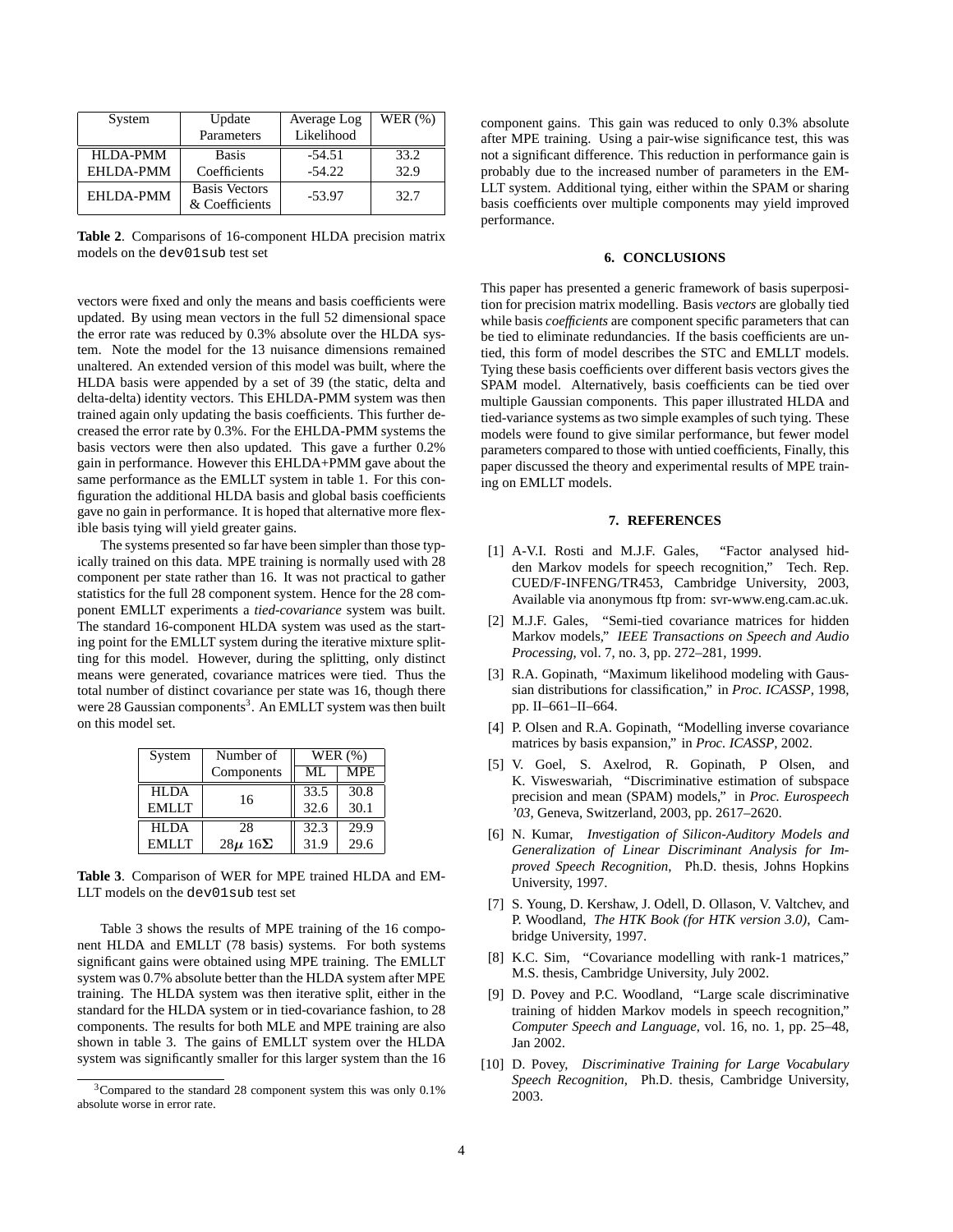| System | Update Parameters | Average Log Likelihood | WER (%) |
|---|---|---|---|
| HLDA-PMM | Basis | -54.51 | 33.2 |
| EHLDA-PMM | Coefficients | -54.22 | 32.9 |
| EHLDA-PMM | Basis Vectors & Coefficients | -53.97 | 32.7 |

**Table 2**. Comparisons of 16-component HLDA precision matrix models on the `dev01sub` test set

vectors were fixed and only the means and basis coefficients were updated. By using mean vectors in the full 52 dimensional space the error rate was reduced by 0.3% absolute over the HLDA system. Note the model for the 13 nuisance dimensions remained unaltered. An extended version of this model was built, where the HLDA basis were appended by a set of 39 (the static, delta and delta-delta) identity vectors. This EHLDA-PMM system was then trained again only updating the basis coefficients. This further decreased the error rate by 0.3%. For the EHLDA-PMM systems the basis vectors were then also updated. This gave a further 0.2% gain in performance. However this EHLDA+PMM gave about the same performance as the EMLLT system in table 1. For this configuration the additional HLDA basis and global basis coefficients gave no gain in performance. It is hoped that alternative more flexible basis tying will yield greater gains.

The systems presented so far have been simpler than those typically trained on this data. MPE training is normally used with 28 component per state rather than 16. It was not practical to gather statistics for the full 28 component system. Hence for the 28 component EMLLT experiments a *tied-covariance* system was built. The standard 16-component HLDA system was used as the starting point for the EMLLT system during the iterative mixture splitting for this model. However, during the splitting, only distinct means were generated, covariance matrices were tied. Thus the total number of distinct covariance per state was 16, though there were 28 Gaussian components[3]. An EMLLT system was then built on this model set.

| System | Number of Components | WER (%) ML | WER (%) MPE |
|---|---|---|---|
| HLDA | 16 | 33.5 | 30.8 |
| EMLLT | | 32.6 | 30.1 |
| HLDA | 28 | 32.3 | 29.9 |
| EMLLT | $28\boldsymbol{\mu}\ 16\boldsymbol{\Sigma}$ | 31.9 | 29.6 |

**Table 3**. Comparison of WER for MPE trained HLDA and EMLLT models on the `dev01sub` test set

Table 3 shows the results of MPE training of the 16 component HLDA and EMLLT (78 basis) systems. For both systems significant gains were obtained using MPE training. The EMLLT system was 0.7% absolute better than the HLDA system after MPE training. The HLDA system was then iterative split, either in the standard for the HLDA system or in tied-covariance fashion, to 28 components. The results for both MLE and MPE training are also shown in table 3. The gains of EMLLT system over the HLDA system was significantly smaller for this larger system than the 16 component gains. This gain was reduced to only 0.3% absolute after MPE training. Using a pair-wise significance test, this was not a significant difference. This reduction in performance gain is probably due to the increased number of parameters in the EMLLT system. Additional tying, either within the SPAM or sharing basis coefficients over multiple components may yield improved performance.

[3] Compared to the standard 28 component system this was only 0.1% absolute worse in error rate.

## 6. CONCLUSIONS

This paper has presented a generic framework of basis superposition for precision matrix modelling. Basis *vectors* are globally tied while basis *coefficients* are component specific parameters that can be tied to eliminate redundancies. If the basis coefficients are untied, this form of model describes the STC and EMLLT models. Tying these basis coefficients over different basis vectors gives the SPAM model. Alternatively, basis coefficients can be tied over multiple Gaussian components. This paper illustrated HLDA and tied-variance systems as two simple examples of such tying. These models were found to give similar performance, but fewer model parameters compared to those with untied coefficients, Finally, this paper discussed the theory and experimental results of MPE training on EMLLT models.

## 7. REFERENCES

[1] A-V.I. Rosti and M.J.F. Gales, "Factor analysed hidden Markov models for speech recognition," Tech. Rep. CUED/F-INFENG/TR453, Cambridge University, 2003, Available via anonymous ftp from: svr-www.eng.cam.ac.uk.

[2] M.J.F. Gales, "Semi-tied covariance matrices for hidden Markov models," *IEEE Transactions on Speech and Audio Processing*, vol. 7, no. 3, pp. 272–281, 1999.

[3] R.A. Gopinath, "Maximum likelihood modeling with Gaussian distributions for classification," in *Proc. ICASSP*, 1998, pp. II–661–II–664.

[4] P. Olsen and R.A. Gopinath, "Modelling inverse covariance matrices by basis expansion," in *Proc. ICASSP*, 2002.

[5] V. Goel, S. Axelrod, R. Gopinath, P Olsen, and K. Visweswariah, "Discriminative estimation of subspace precision and mean (SPAM) models," in *Proc. Eurospeech '03*, Geneva, Switzerland, 2003, pp. 2617–2620.

[6] N. Kumar, *Investigation of Silicon-Auditory Models and Generalization of Linear Discriminant Analysis for Improved Speech Recognition*, Ph.D. thesis, Johns Hopkins University, 1997.

[7] S. Young, G. Evermann, T. Hain, D. Kershaw, J. Odell, D. Ollason, V. Valtchev, and P. Woodland, *The HTK Book (for HTK version 3.0)*, Cambridge University, 1997.

[8] K.C. Sim, "Covariance modelling with rank-1 matrices," M.S. thesis, Cambridge University, July 2002.

[9] D. Povey and P.C. Woodland, "Large scale discriminative training of hidden Markov models in speech recognition," *Computer Speech and Language*, vol. 16, no. 1, pp. 25–48, Jan 2002.

[10] D. Povey, *Discriminative Training for Large Vocabulary Speech Recognition*, Ph.D. thesis, Cambridge University, 2003.